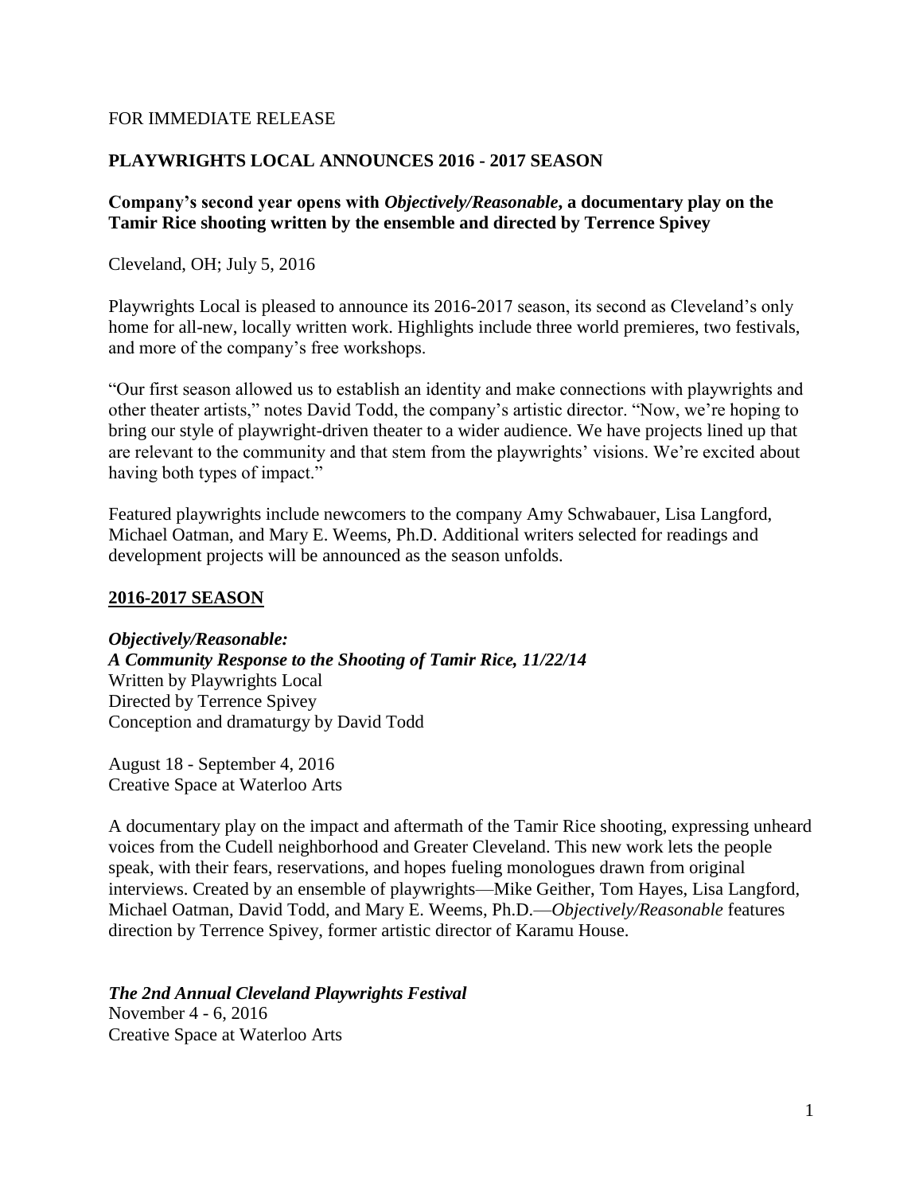FOR IMMEDIATE RELEASE

# PLAYWRIGHTS LOCAL ANNOUNCES 2016 - 2017 SEASON

**Company's second year opens with *Objectively/Reasonable*, a documentary play on the Tamir Rice shooting written by the ensemble and directed by Terrence Spivey**

Cleveland, OH; July 5, 2016

Playwrights Local is pleased to announce its 2016-2017 season, its second as Cleveland's only home for all-new, locally written work. Highlights include three world premieres, two festivals, and more of the company's free workshops.

"Our first season allowed us to establish an identity and make connections with playwrights and other theater artists," notes David Todd, the company's artistic director. "Now, we're hoping to bring our style of playwright-driven theater to a wider audience. We have projects lined up that are relevant to the community and that stem from the playwrights' visions. We're excited about having both types of impact."

Featured playwrights include newcomers to the company Amy Schwabauer, Lisa Langford, Michael Oatman, and Mary E. Weems, Ph.D. Additional writers selected for readings and development projects will be announced as the season unfolds.

## 2016-2017 SEASON

***Objectively/Reasonable:***
***A Community Response to the Shooting of Tamir Rice, 11/22/14***
Written by Playwrights Local
Directed by Terrence Spivey
Conception and dramaturgy by David Todd

August 18 - September 4, 2016
Creative Space at Waterloo Arts

A documentary play on the impact and aftermath of the Tamir Rice shooting, expressing unheard voices from the Cudell neighborhood and Greater Cleveland. This new work lets the people speak, with their fears, reservations, and hopes fueling monologues drawn from original interviews. Created by an ensemble of playwrights—Mike Geither, Tom Hayes, Lisa Langford, Michael Oatman, David Todd, and Mary E. Weems, Ph.D.—*Objectively/Reasonable* features direction by Terrence Spivey, former artistic director of Karamu House.

***The 2nd Annual Cleveland Playwrights Festival***
November 4 - 6, 2016
Creative Space at Waterloo Arts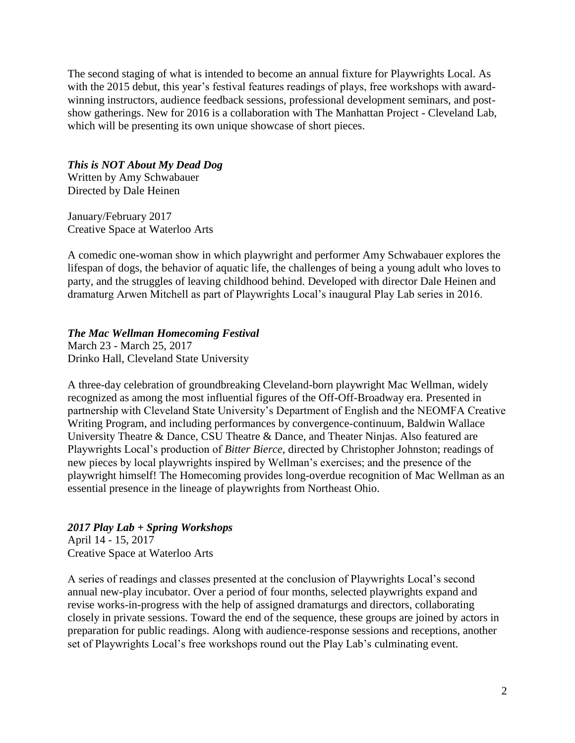The second staging of what is intended to become an annual fixture for Playwrights Local. As with the 2015 debut, this year's festival features readings of plays, free workshops with award-winning instructors, audience feedback sessions, professional development seminars, and post-show gatherings. New for 2016 is a collaboration with The Manhattan Project - Cleveland Lab, which will be presenting its own unique showcase of short pieces.

***This is NOT About My Dead Dog***
Written by Amy Schwabauer
Directed by Dale Heinen

January/February 2017
Creative Space at Waterloo Arts

A comedic one-woman show in which playwright and performer Amy Schwabauer explores the lifespan of dogs, the behavior of aquatic life, the challenges of being a young adult who loves to party, and the struggles of leaving childhood behind. Developed with director Dale Heinen and dramaturg Arwen Mitchell as part of Playwrights Local's inaugural Play Lab series in 2016.

***The Mac Wellman Homecoming Festival***
March 23 - March 25, 2017
Drinko Hall, Cleveland State University

A three-day celebration of groundbreaking Cleveland-born playwright Mac Wellman, widely recognized as among the most influential figures of the Off-Off-Broadway era. Presented in partnership with Cleveland State University's Department of English and the NEOMFA Creative Writing Program, and including performances by convergence-continuum, Baldwin Wallace University Theatre & Dance, CSU Theatre & Dance, and Theater Ninjas. Also featured are Playwrights Local's production of *Bitter Bierce*, directed by Christopher Johnston; readings of new pieces by local playwrights inspired by Wellman's exercises; and the presence of the playwright himself! The Homecoming provides long-overdue recognition of Mac Wellman as an essential presence in the lineage of playwrights from Northeast Ohio.

***2017 Play Lab + Spring Workshops***
April 14 - 15, 2017
Creative Space at Waterloo Arts

A series of readings and classes presented at the conclusion of Playwrights Local's second annual new-play incubator. Over a period of four months, selected playwrights expand and revise works-in-progress with the help of assigned dramaturgs and directors, collaborating closely in private sessions. Toward the end of the sequence, these groups are joined by actors in preparation for public readings. Along with audience-response sessions and receptions, another set of Playwrights Local's free workshops round out the Play Lab's culminating event.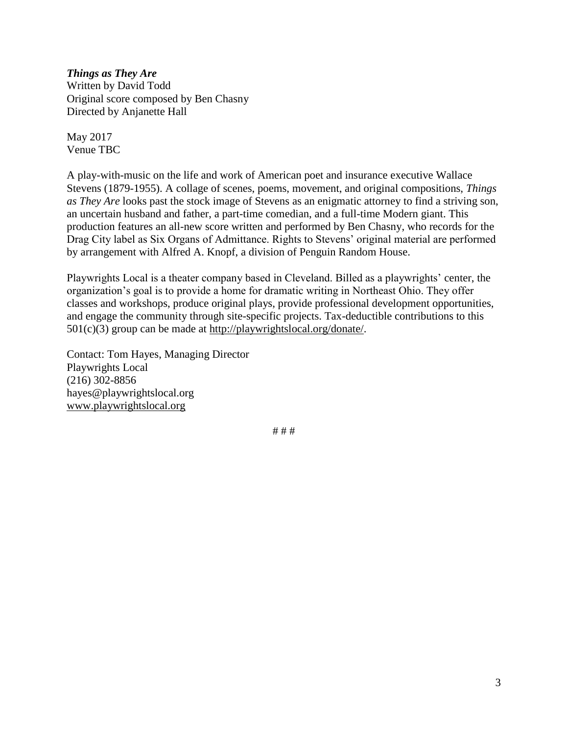***Things as They Are***
Written by David Todd
Original score composed by Ben Chasny
Directed by Anjanette Hall

May 2017
Venue TBC

A play-with-music on the life and work of American poet and insurance executive Wallace Stevens (1879-1955). A collage of scenes, poems, movement, and original compositions, *Things as They Are* looks past the stock image of Stevens as an enigmatic attorney to find a striving son, an uncertain husband and father, a part-time comedian, and a full-time Modern giant. This production features an all-new score written and performed by Ben Chasny, who records for the Drag City label as Six Organs of Admittance. Rights to Stevens' original material are performed by arrangement with Alfred A. Knopf, a division of Penguin Random House.

Playwrights Local is a theater company based in Cleveland. Billed as a playwrights' center, the organization's goal is to provide a home for dramatic writing in Northeast Ohio. They offer classes and workshops, produce original plays, provide professional development opportunities, and engage the community through site-specific projects. Tax-deductible contributions to this 501(c)(3) group can be made at http://playwrightslocal.org/donate/.

Contact: Tom Hayes, Managing Director
Playwrights Local
(216) 302-8856
hayes@playwrightslocal.org
www.playwrightslocal.org

# # #